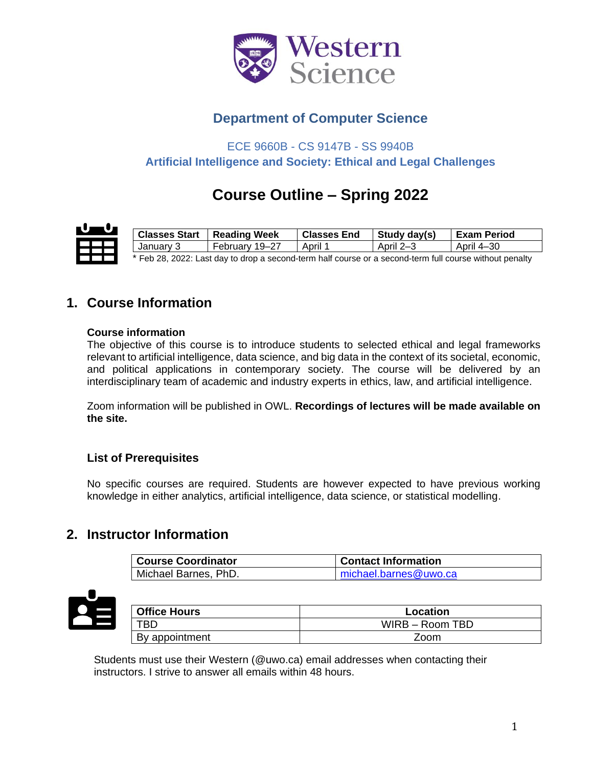## Department of Computer Science

ECE 9660B - CS 9147B - SS 9940B

**Artificial Intelligence and Society: Ethical and Legal Challenges**

# Course Outline – Spring 2022

| Classes Start | Reading Week | Classes End | Study day(s) | Exam Period |
|---|---|---|---|---|
| January 3 | February 19–27 | April 1 | April 2–3 | April 4–30 |

\* Feb 28, 2022: Last day to drop a second-term half course or a second-term full course without penalty

## 1. Course Information

### Course information

The objective of this course is to introduce students to selected ethical and legal frameworks relevant to artificial intelligence, data science, and big data in the context of its societal, economic, and political applications in contemporary society. The course will be delivered by an interdisciplinary team of academic and industry experts in ethics, law, and artificial intelligence.

Zoom information will be published in OWL. **Recordings of lectures will be made available on the site.**

### List of Prerequisites

No specific courses are required. Students are however expected to have previous working knowledge in either analytics, artificial intelligence, data science, or statistical modelling.

## 2. Instructor Information

| Course Coordinator | Contact Information |
|---|---|
| Michael Barnes, PhD. | michael.barnes@uwo.ca |

| Office Hours | Location |
|---|---|
| TBD | WIRB – Room TBD |
| By appointment | Zoom |

Students must use their Western (@uwo.ca) email addresses when contacting their instructors. I strive to answer all emails within 48 hours.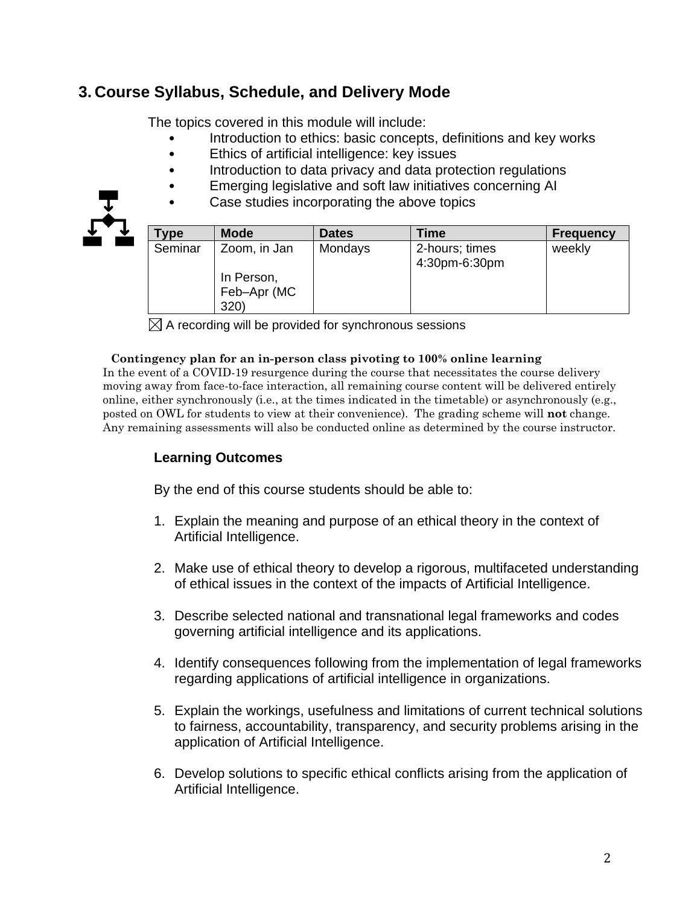## 3. Course Syllabus, Schedule, and Delivery Mode

The topics covered in this module will include:

- Introduction to ethics: basic concepts, definitions and key works
- Ethics of artificial intelligence: key issues
- Introduction to data privacy and data protection regulations
- Emerging legislative and soft law initiatives concerning AI
- Case studies incorporating the above topics

| Type | Mode | Dates | Time | Frequency |
|---|---|---|---|---|
| Seminar | Zoom, in Jan<br><br>In Person, Feb–Apr (MC 320) | Mondays | 2-hours; times 4:30pm-6:30pm | weekly |

☒ A recording will be provided for synchronous sessions

**Contingency plan for an in-person class pivoting to 100% online learning**

In the event of a COVID-19 resurgence during the course that necessitates the course delivery moving away from face-to-face interaction, all remaining course content will be delivered entirely online, either synchronously (i.e., at the times indicated in the timetable) or asynchronously (e.g., posted on OWL for students to view at their convenience). The grading scheme will **not** change. Any remaining assessments will also be conducted online as determined by the course instructor.

### Learning Outcomes

By the end of this course students should be able to:

1. Explain the meaning and purpose of an ethical theory in the context of Artificial Intelligence.
2. Make use of ethical theory to develop a rigorous, multifaceted understanding of ethical issues in the context of the impacts of Artificial Intelligence.
3. Describe selected national and transnational legal frameworks and codes governing artificial intelligence and its applications.
4. Identify consequences following from the implementation of legal frameworks regarding applications of artificial intelligence in organizations.
5. Explain the workings, usefulness and limitations of current technical solutions to fairness, accountability, transparency, and security problems arising in the application of Artificial Intelligence.
6. Develop solutions to specific ethical conflicts arising from the application of Artificial Intelligence.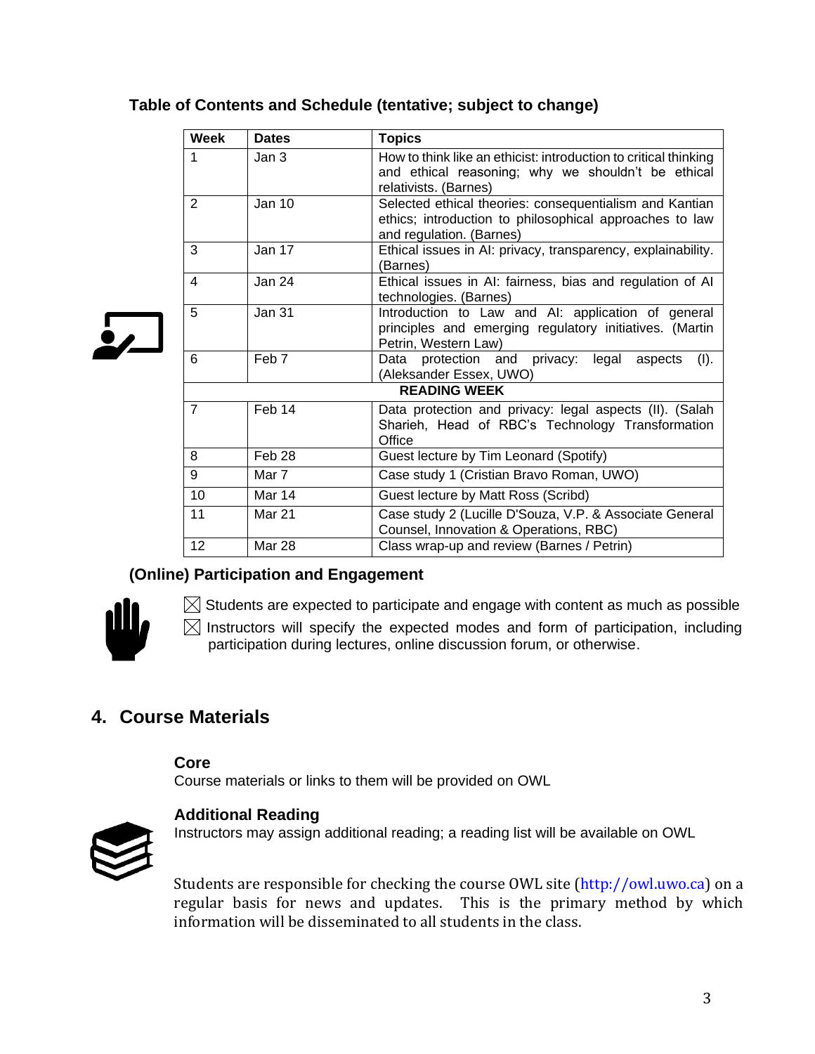### Table of Contents and Schedule (tentative; subject to change)

| Week | Dates | Topics |
|---|---|---|
| 1 | Jan 3 | How to think like an ethicist: introduction to critical thinking and ethical reasoning; why we shouldn't be ethical relativists. (Barnes) |
| 2 | Jan 10 | Selected ethical theories: consequentialism and Kantian ethics; introduction to philosophical approaches to law and regulation. (Barnes) |
| 3 | Jan 17 | Ethical issues in AI: privacy, transparency, explainability. (Barnes) |
| 4 | Jan 24 | Ethical issues in AI: fairness, bias and regulation of AI technologies. (Barnes) |
| 5 | Jan 31 | Introduction to Law and AI: application of general principles and emerging regulatory initiatives. (Martin Petrin, Western Law) |
| 6 | Feb 7 | Data protection and privacy: legal aspects (I). (Aleksander Essex, UWO) |
| | | **READING WEEK** |
| 7 | Feb 14 | Data protection and privacy: legal aspects (II). (Salah Sharieh, Head of RBC's Technology Transformation Office |
| 8 | Feb 28 | Guest lecture by Tim Leonard (Spotify) |
| 9 | Mar 7 | Case study 1 (Cristian Bravo Roman, UWO) |
| 10 | Mar 14 | Guest lecture by Matt Ross (Scribd) |
| 11 | Mar 21 | Case study 2 (Lucille D'Souza, V.P. & Associate General Counsel, Innovation & Operations, RBC) |
| 12 | Mar 28 | Class wrap-up and review (Barnes / Petrin) |

### (Online) Participation and Engagement

- ☒ Students are expected to participate and engage with content as much as possible
- ☒ Instructors will specify the expected modes and form of participation, including participation during lectures, online discussion forum, or otherwise.

## 4. Course Materials

### Core

Course materials or links to them will be provided on OWL

### Additional Reading

Instructors may assign additional reading; a reading list will be available on OWL

Students are responsible for checking the course OWL site (http://owl.uwo.ca) on a regular basis for news and updates. This is the primary method by which information will be disseminated to all students in the class.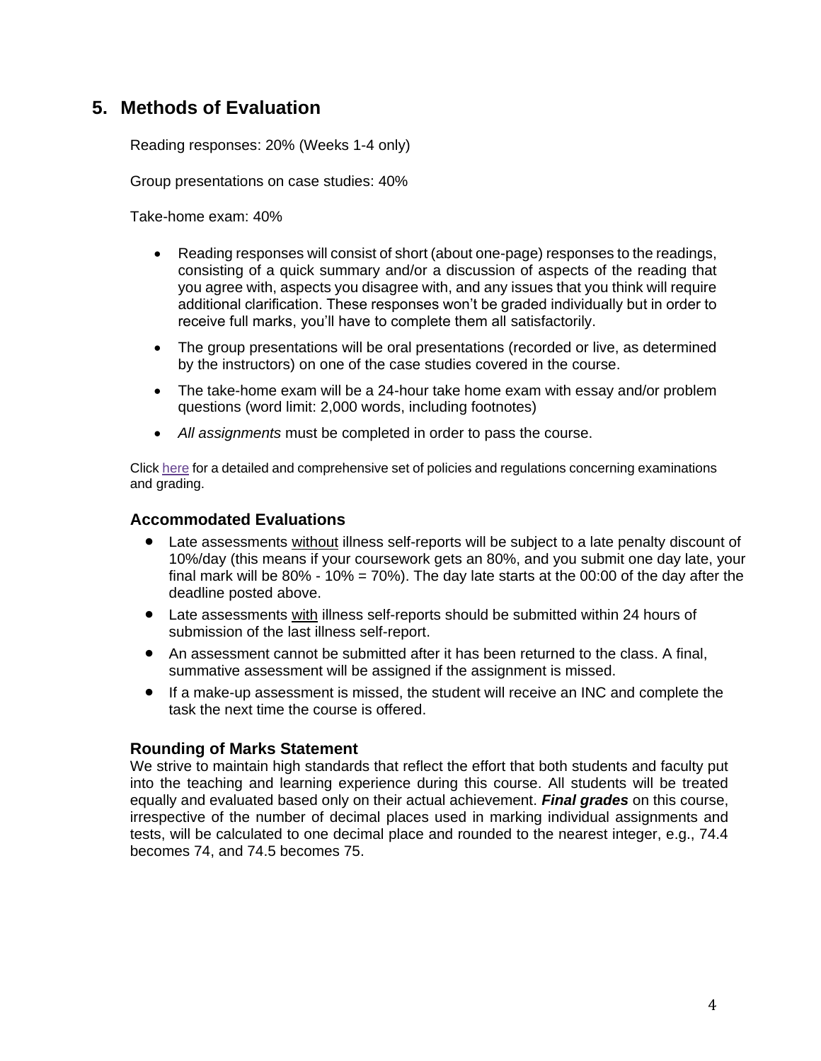## 5. Methods of Evaluation

Reading responses: 20% (Weeks 1-4 only)

Group presentations on case studies: 40%

Take-home exam: 40%

- Reading responses will consist of short (about one-page) responses to the readings, consisting of a quick summary and/or a discussion of aspects of the reading that you agree with, aspects you disagree with, and any issues that you think will require additional clarification. These responses won't be graded individually but in order to receive full marks, you'll have to complete them all satisfactorily.
- The group presentations will be oral presentations (recorded or live, as determined by the instructors) on one of the case studies covered in the course.
- The take-home exam will be a 24-hour take home exam with essay and/or problem questions (word limit: 2,000 words, including footnotes)
- *All assignments* must be completed in order to pass the course.

Click here for a detailed and comprehensive set of policies and regulations concerning examinations and grading.

### Accommodated Evaluations

- Late assessments without illness self-reports will be subject to a late penalty discount of 10%/day (this means if your coursework gets an 80%, and you submit one day late, your final mark will be 80% - 10% = 70%). The day late starts at the 00:00 of the day after the deadline posted above.
- Late assessments with illness self-reports should be submitted within 24 hours of submission of the last illness self-report.
- An assessment cannot be submitted after it has been returned to the class. A final, summative assessment will be assigned if the assignment is missed.
- If a make-up assessment is missed, the student will receive an INC and complete the task the next time the course is offered.

### Rounding of Marks Statement

We strive to maintain high standards that reflect the effort that both students and faculty put into the teaching and learning experience during this course. All students will be treated equally and evaluated based only on their actual achievement. ***Final grades*** on this course, irrespective of the number of decimal places used in marking individual assignments and tests, will be calculated to one decimal place and rounded to the nearest integer, e.g., 74.4 becomes 74, and 74.5 becomes 75.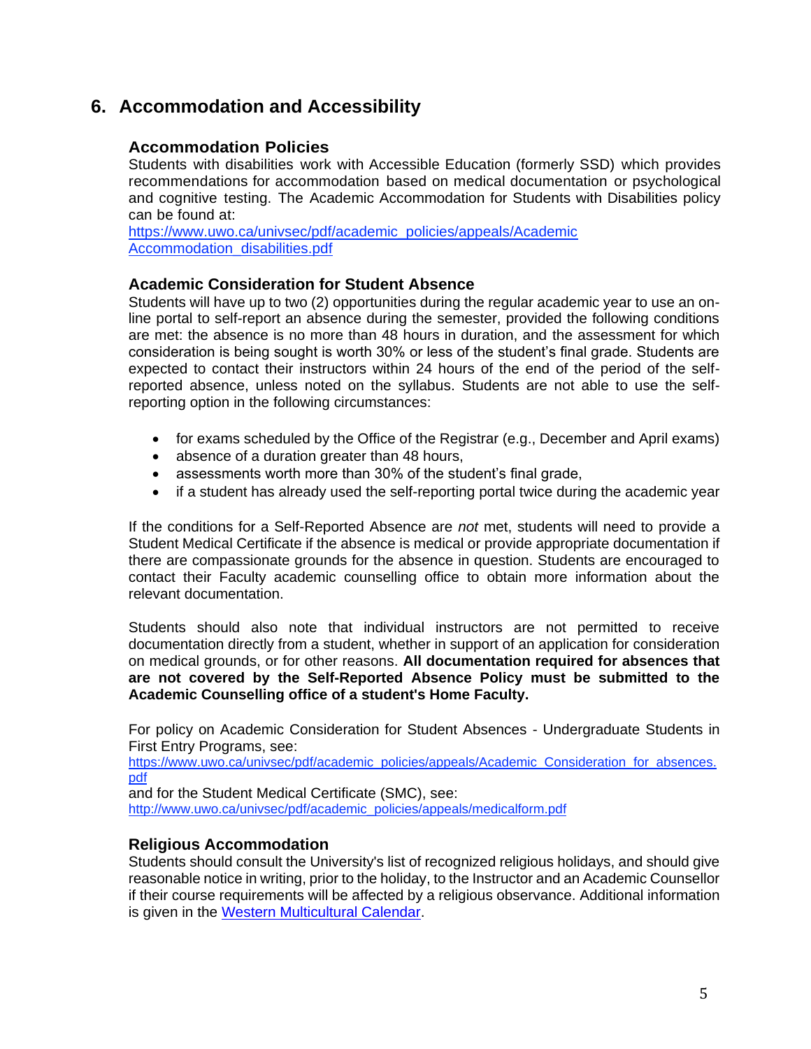## 6. Accommodation and Accessibility

### Accommodation Policies

Students with disabilities work with Accessible Education (formerly SSD) which provides recommendations for accommodation based on medical documentation or psychological and cognitive testing. The Academic Accommodation for Students with Disabilities policy can be found at:
https://www.uwo.ca/univsec/pdf/academic_policies/appeals/Academic Accommodation_disabilities.pdf

### Academic Consideration for Student Absence

Students will have up to two (2) opportunities during the regular academic year to use an on-line portal to self-report an absence during the semester, provided the following conditions are met: the absence is no more than 48 hours in duration, and the assessment for which consideration is being sought is worth 30% or less of the student's final grade. Students are expected to contact their instructors within 24 hours of the end of the period of the self-reported absence, unless noted on the syllabus. Students are not able to use the self-reporting option in the following circumstances:

- for exams scheduled by the Office of the Registrar (e.g., December and April exams)
- absence of a duration greater than 48 hours,
- assessments worth more than 30% of the student's final grade,
- if a student has already used the self-reporting portal twice during the academic year

If the conditions for a Self-Reported Absence are *not* met, students will need to provide a Student Medical Certificate if the absence is medical or provide appropriate documentation if there are compassionate grounds for the absence in question. Students are encouraged to contact their Faculty academic counselling office to obtain more information about the relevant documentation.

Students should also note that individual instructors are not permitted to receive documentation directly from a student, whether in support of an application for consideration on medical grounds, or for other reasons. **All documentation required for absences that are not covered by the Self-Reported Absence Policy must be submitted to the Academic Counselling office of a student's Home Faculty.**

For policy on Academic Consideration for Student Absences - Undergraduate Students in First Entry Programs, see:
https://www.uwo.ca/univsec/pdf/academic_policies/appeals/Academic_Consideration_for_absences.pdf
and for the Student Medical Certificate (SMC), see:
http://www.uwo.ca/univsec/pdf/academic_policies/appeals/medicalform.pdf

### Religious Accommodation

Students should consult the University's list of recognized religious holidays, and should give reasonable notice in writing, prior to the holiday, to the Instructor and an Academic Counsellor if their course requirements will be affected by a religious observance. Additional information is given in the Western Multicultural Calendar.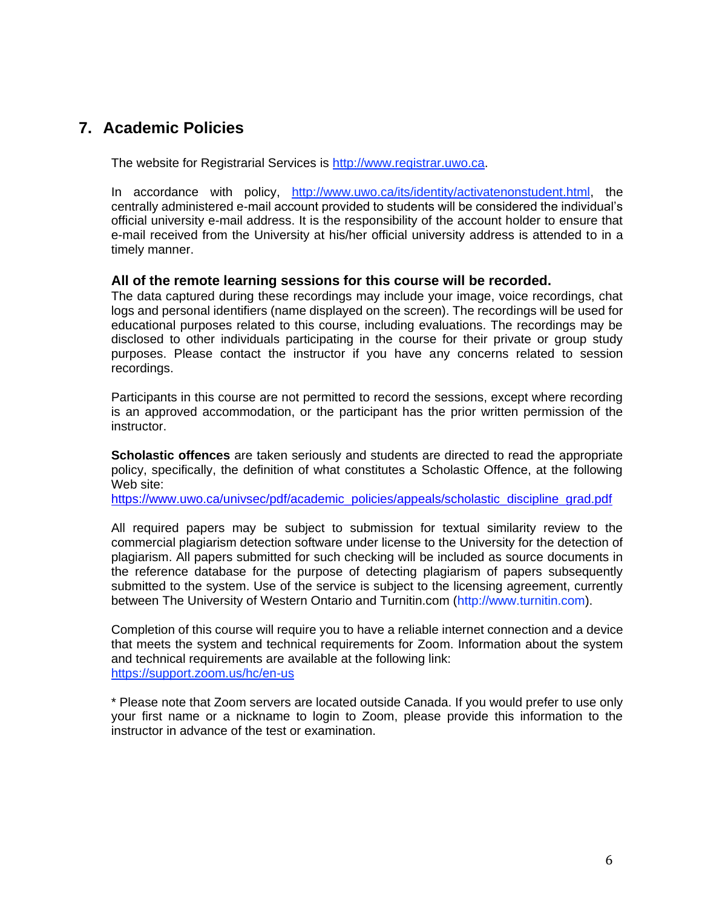## 7. Academic Policies

The website for Registrarial Services is http://www.registrar.uwo.ca.

In accordance with policy, http://www.uwo.ca/its/identity/activatenonstudent.html, the centrally administered e-mail account provided to students will be considered the individual's official university e-mail address. It is the responsibility of the account holder to ensure that e-mail received from the University at his/her official university address is attended to in a timely manner.

**All of the remote learning sessions for this course will be recorded.**
The data captured during these recordings may include your image, voice recordings, chat logs and personal identifiers (name displayed on the screen). The recordings will be used for educational purposes related to this course, including evaluations. The recordings may be disclosed to other individuals participating in the course for their private or group study purposes. Please contact the instructor if you have any concerns related to session recordings.

Participants in this course are not permitted to record the sessions, except where recording is an approved accommodation, or the participant has the prior written permission of the instructor.

**Scholastic offences** are taken seriously and students are directed to read the appropriate policy, specifically, the definition of what constitutes a Scholastic Offence, at the following Web site:
https://www.uwo.ca/univsec/pdf/academic_policies/appeals/scholastic_discipline_grad.pdf

All required papers may be subject to submission for textual similarity review to the commercial plagiarism detection software under license to the University for the detection of plagiarism. All papers submitted for such checking will be included as source documents in the reference database for the purpose of detecting plagiarism of papers subsequently submitted to the system. Use of the service is subject to the licensing agreement, currently between The University of Western Ontario and Turnitin.com (http://www.turnitin.com).

Completion of this course will require you to have a reliable internet connection and a device that meets the system and technical requirements for Zoom. Information about the system and technical requirements are available at the following link:
https://support.zoom.us/hc/en-us

* Please note that Zoom servers are located outside Canada. If you would prefer to use only your first name or a nickname to login to Zoom, please provide this information to the instructor in advance of the test or examination.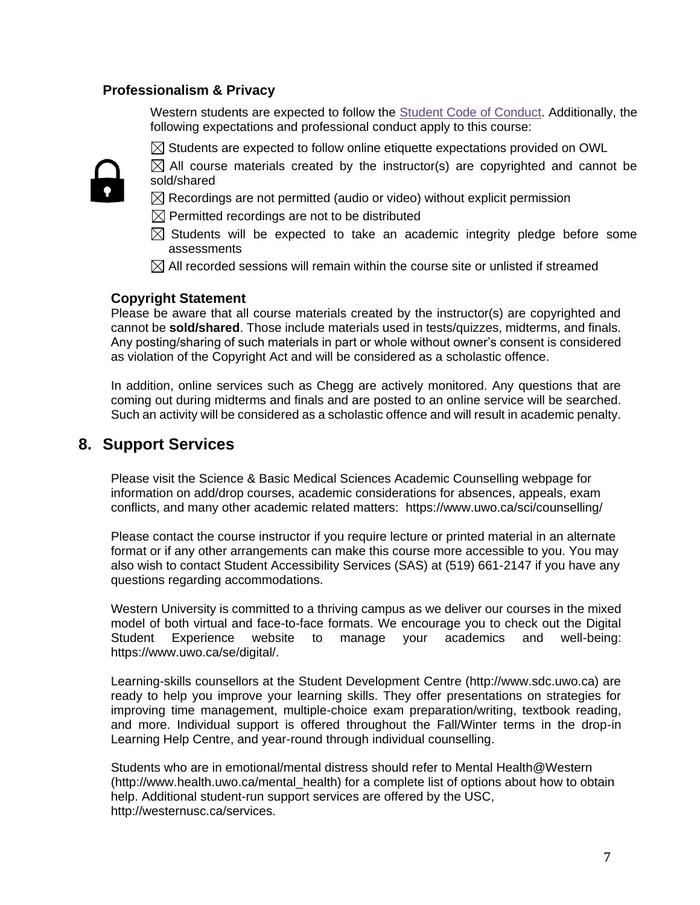### Professionalism & Privacy

Western students are expected to follow the [Student Code of Conduct](). Additionally, the following expectations and professional conduct apply to this course:

- ☒ Students are expected to follow online etiquette expectations provided on OWL
- ☒ All course materials created by the instructor(s) are copyrighted and cannot be sold/shared
- ☒ Recordings are not permitted (audio or video) without explicit permission
- ☒ Permitted recordings are not to be distributed
- ☒ Students will be expected to take an academic integrity pledge before some assessments
- ☒ All recorded sessions will remain within the course site or unlisted if streamed

### Copyright Statement

Please be aware that all course materials created by the instructor(s) are copyrighted and cannot be **sold/shared**. Those include materials used in tests/quizzes, midterms, and finals. Any posting/sharing of such materials in part or whole without owner's consent is considered as violation of the Copyright Act and will be considered as a scholastic offence.

In addition, online services such as Chegg are actively monitored. Any questions that are coming out during midterms and finals and are posted to an online service will be searched. Such an activity will be considered as a scholastic offence and will result in academic penalty.

## 8. Support Services

Please visit the Science & Basic Medical Sciences Academic Counselling webpage for information on add/drop courses, academic considerations for absences, appeals, exam conflicts, and many other academic related matters: https://www.uwo.ca/sci/counselling/

Please contact the course instructor if you require lecture or printed material in an alternate format or if any other arrangements can make this course more accessible to you. You may also wish to contact Student Accessibility Services (SAS) at (519) 661-2147 if you have any questions regarding accommodations.

Western University is committed to a thriving campus as we deliver our courses in the mixed model of both virtual and face-to-face formats. We encourage you to check out the Digital Student Experience website to manage your academics and well-being: https://www.uwo.ca/se/digital/.

Learning-skills counsellors at the Student Development Centre (http://www.sdc.uwo.ca) are ready to help you improve your learning skills. They offer presentations on strategies for improving time management, multiple-choice exam preparation/writing, textbook reading, and more. Individual support is offered throughout the Fall/Winter terms in the drop-in Learning Help Centre, and year-round through individual counselling.

Students who are in emotional/mental distress should refer to Mental Health@Western (http://www.health.uwo.ca/mental_health) for a complete list of options about how to obtain help. Additional student-run support services are offered by the USC, http://westernusc.ca/services.